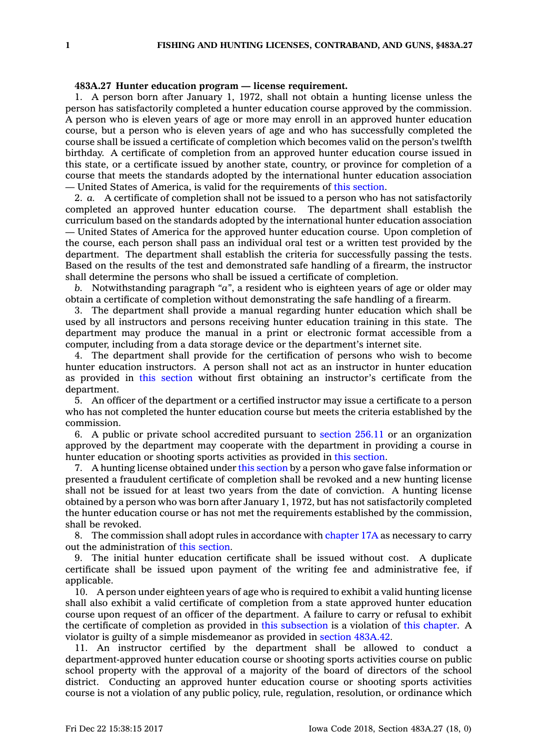**483A.27 Hunter education program — license requirement.**

1. A person born after January 1, 1972, shall not obtain a hunting license unless the person has satisfactorily completed a hunter education course approved by the commission. A person who is eleven years of age or more may enroll in an approved hunter education course, but a person who is eleven years of age and who has successfully completed the course shall be issued a certificate of completion which becomes valid on the person's twelfth birthday. A certificate of completion from an approved hunter education course issued in this state, or a certificate issued by another state, country, or province for completion of a course that meets the standards adopted by the international hunter education association — United States of America, is valid for the requirements of this section.

2. *a.* A certificate of completion shall not be issued to a person who has not satisfactorily completed an approved hunter education course. The department shall establish the curriculum based on the standards adopted by the international hunter education association — United States of America for the approved hunter education course. Upon completion of the course, each person shall pass an individual oral test or a written test provided by the department. The department shall establish the criteria for successfully passing the tests. Based on the results of the test and demonstrated safe handling of a firearm, the instructor shall determine the persons who shall be issued a certificate of completion.

*b.* Notwithstanding paragraph *"a"*, a resident who is eighteen years of age or older may obtain a certificate of completion without demonstrating the safe handling of a firearm.

3. The department shall provide a manual regarding hunter education which shall be used by all instructors and persons receiving hunter education training in this state. The department may produce the manual in a print or electronic format accessible from a computer, including from a data storage device or the department's internet site.

4. The department shall provide for the certification of persons who wish to become hunter education instructors. A person shall not act as an instructor in hunter education as provided in this section without first obtaining an instructor's certificate from the department.

5. An officer of the department or a certified instructor may issue a certificate to a person who has not completed the hunter education course but meets the criteria established by the commission.

6. A public or private school accredited pursuant to section 256.11 or an organization approved by the department may cooperate with the department in providing a course in hunter education or shooting sports activities as provided in this section.

7. A hunting license obtained under this section by a person who gave false information or presented a fraudulent certificate of completion shall be revoked and a new hunting license shall not be issued for at least two years from the date of conviction. A hunting license obtained by a person who was born after January 1, 1972, but has not satisfactorily completed the hunter education course or has not met the requirements established by the commission, shall be revoked.

8. The commission shall adopt rules in accordance with chapter 17A as necessary to carry out the administration of this section.

9. The initial hunter education certificate shall be issued without cost. A duplicate certificate shall be issued upon payment of the writing fee and administrative fee, if applicable.

10. A person under eighteen years of age who is required to exhibit a valid hunting license shall also exhibit a valid certificate of completion from a state approved hunter education course upon request of an officer of the department. A failure to carry or refusal to exhibit the certificate of completion as provided in this subsection is a violation of this chapter. A violator is guilty of a simple misdemeanor as provided in section 483A.42.

11. An instructor certified by the department shall be allowed to conduct a department-approved hunter education course or shooting sports activities course on public school property with the approval of a majority of the board of directors of the school district. Conducting an approved hunter education course or shooting sports activities course is not a violation of any public policy, rule, regulation, resolution, or ordinance which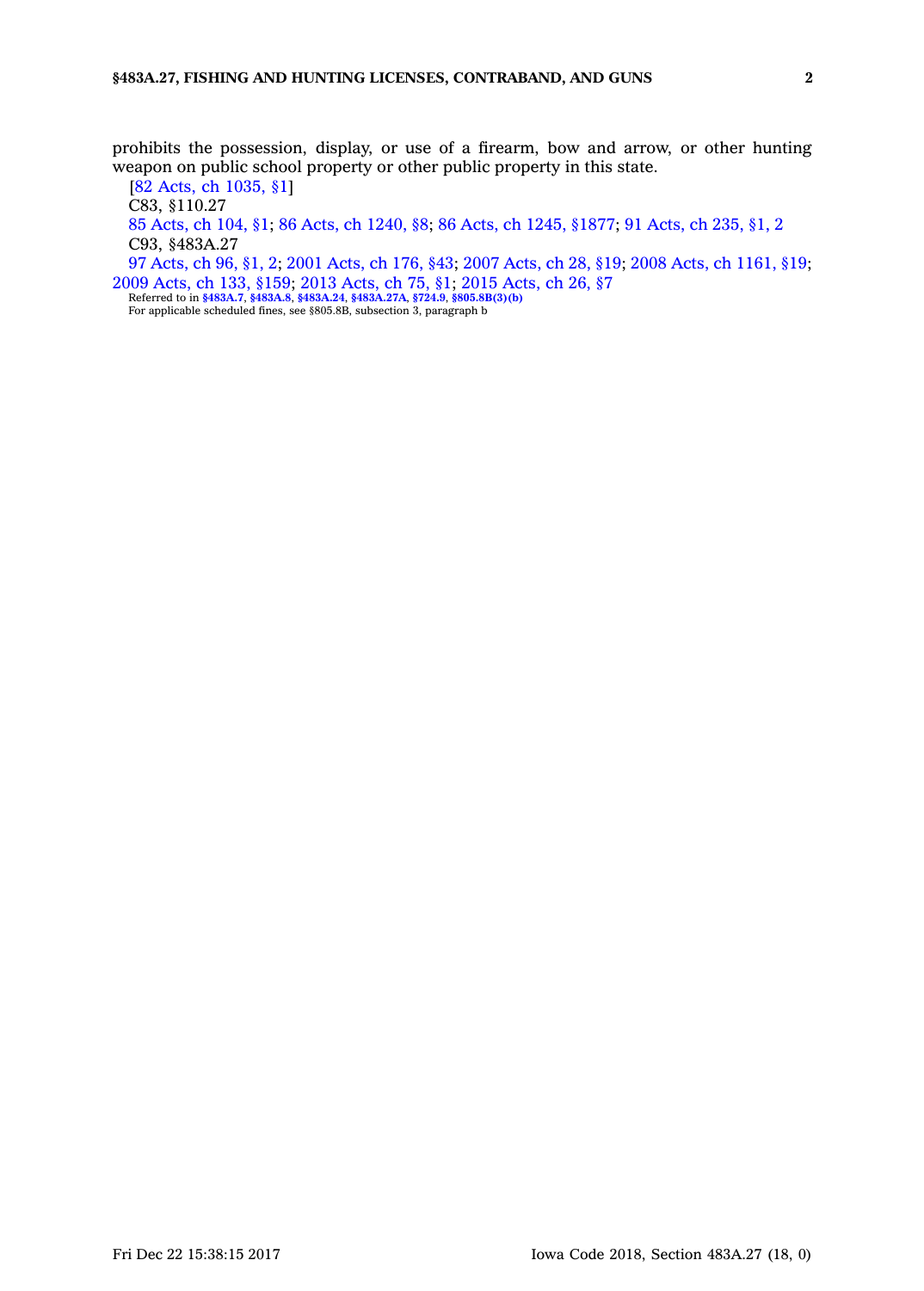prohibits the possession, display, or use of a firearm, bow and arrow, or other hunting weapon on public school property or other public property in this state.

[82 Acts, ch 1035, §1]

C83, §110.27

85 Acts, ch 104, §1; 86 Acts, ch 1240, §8; 86 Acts, ch 1245, §1877; 91 Acts, ch 235, §1, 2

C93, §483A.27

97 Acts, ch 96, §1, 2; 2001 Acts, ch 176, §43; 2007 Acts, ch 28, §19; 2008 Acts, ch 1161, §19; 2009 Acts, ch 133, §159; 2013 Acts, ch 75, §1; 2015 Acts, ch 26, §7

Referred to in **§483A.7**, **§483A.8**, **§483A.24**, **§483A.27A**, **§724.9**, **§805.8B(3)(b)**

For applicable scheduled fines, see §805.8B, subsection 3, paragraph b